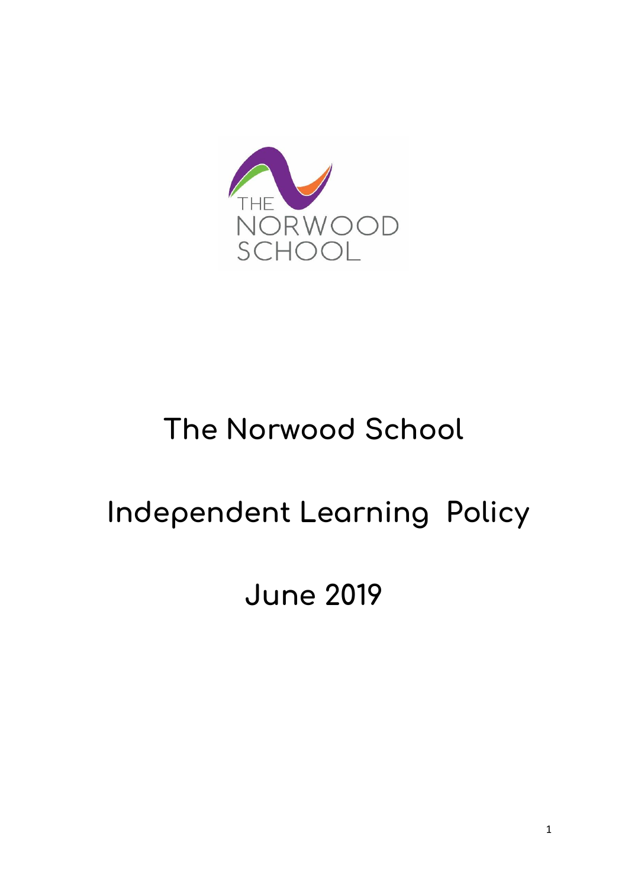# The Norwood School

# Independent Learning Policy

# June 2019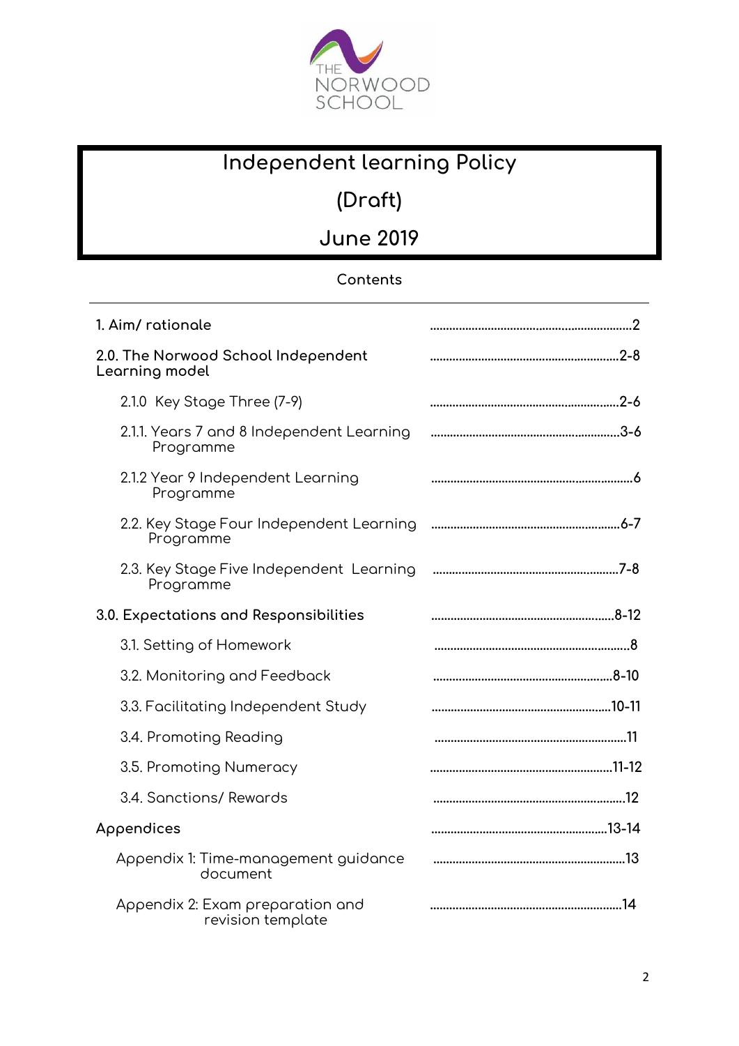THE NORWOOD SCHOOL

# Independent learning Policy

# (Draft)

# June 2019

## Contents

| | |
|---|---|
| 1. Aim/ rationale | ..........2 |
| 2.0. The Norwood School Independent Learning model | ..........2-8 |
| 2.1.0 Key Stage Three (7-9) | ..........2-6 |
| 2.1.1. Years 7 and 8 Independent Learning Programme | ..........3-6 |
| 2.1.2 Year 9 Independent Learning Programme | ..........6 |
| 2.2. Key Stage Four Independent Learning Programme | ..........6-7 |
| 2.3. Key Stage Five Independent Learning Programme | ..........7-8 |
| 3.0. Expectations and Responsibilities | ..........8-12 |
| 3.1. Setting of Homework | ..........8 |
| 3.2. Monitoring and Feedback | ..........8-10 |
| 3.3. Facilitating Independent Study | ..........10-11 |
| 3.4. Promoting Reading | ..........11 |
| 3.5. Promoting Numeracy | ..........11-12 |
| 3.4. Sanctions/ Rewards | ..........12 |
| Appendices | ..........13-14 |
| Appendix 1: Time-management guidance document | ..........13 |
| Appendix 2: Exam preparation and revision template | ..........14 |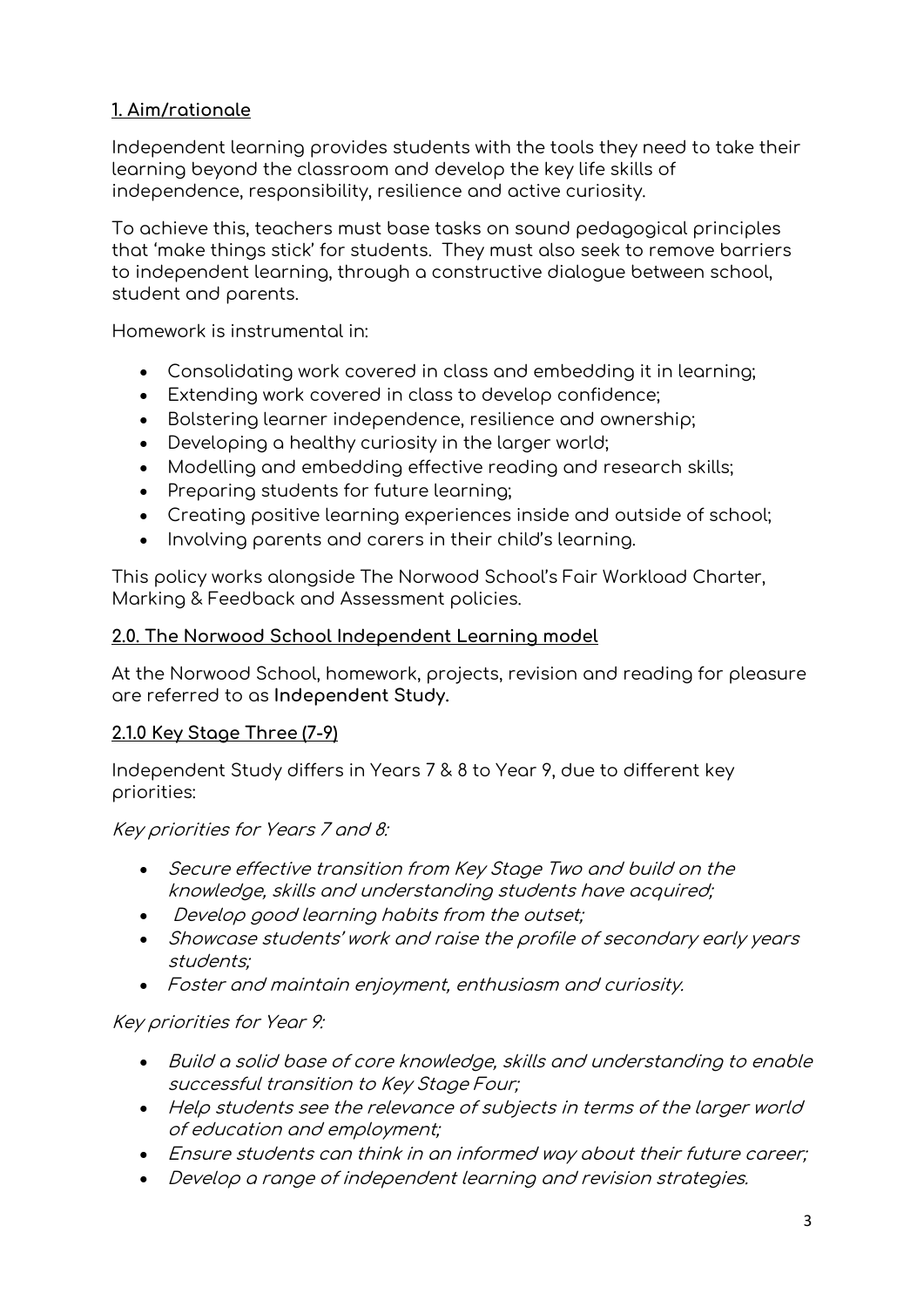## 1. Aim/rationale

Independent learning provides students with the tools they need to take their learning beyond the classroom and develop the key life skills of independence, responsibility, resilience and active curiosity.

To achieve this, teachers must base tasks on sound pedagogical principles that 'make things stick' for students. They must also seek to remove barriers to independent learning, through a constructive dialogue between school, student and parents.

Homework is instrumental in:

- Consolidating work covered in class and embedding it in learning;
- Extending work covered in class to develop confidence;
- Bolstering learner independence, resilience and ownership;
- Developing a healthy curiosity in the larger world;
- Modelling and embedding effective reading and research skills;
- Preparing students for future learning;
- Creating positive learning experiences inside and outside of school;
- Involving parents and carers in their child's learning.

This policy works alongside The Norwood School's Fair Workload Charter, Marking & Feedback and Assessment policies.

## 2.0. The Norwood School Independent Learning model

At the Norwood School, homework, projects, revision and reading for pleasure are referred to as **Independent Study.**

### 2.1.0 Key Stage Three (7-9)

Independent Study differs in Years 7 & 8 to Year 9, due to different key priorities:

*Key priorities for Years 7 and 8:*

- *Secure effective transition from Key Stage Two and build on the knowledge, skills and understanding students have acquired;*
- *Develop good learning habits from the outset;*
- *Showcase students' work and raise the profile of secondary early years students;*
- *Foster and maintain enjoyment, enthusiasm and curiosity.*

*Key priorities for Year 9:*

- *Build a solid base of core knowledge, skills and understanding to enable successful transition to Key Stage Four;*
- *Help students see the relevance of subjects in terms of the larger world of education and employment;*
- *Ensure students can think in an informed way about their future career;*
- *Develop a range of independent learning and revision strategies.*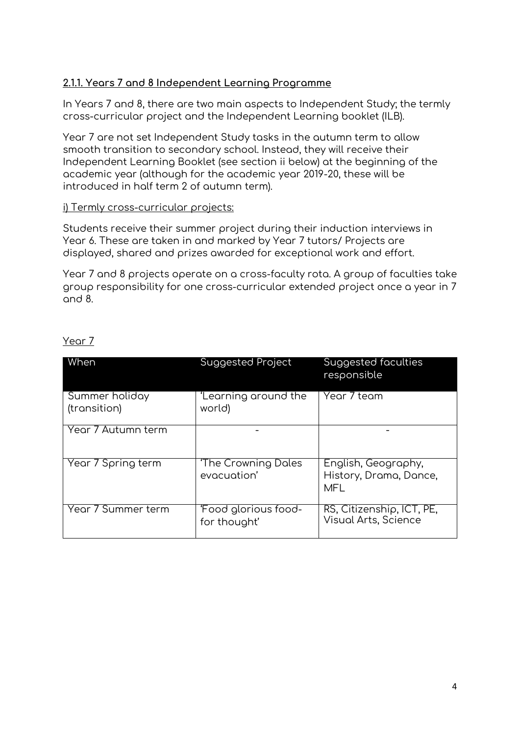### 2.1.1. Years 7 and 8 Independent Learning Programme

In Years 7 and 8, there are two main aspects to Independent Study; the termly cross-curricular project and the Independent Learning booklet (ILB).

Year 7 are not set Independent Study tasks in the autumn term to allow smooth transition to secondary school. Instead, they will receive their Independent Learning Booklet (see section ii below) at the beginning of the academic year (although for the academic year 2019-20, these will be introduced in half term 2 of autumn term).

i) Termly cross-curricular projects:

Students receive their summer project during their induction interviews in Year 6. These are taken in and marked by Year 7 tutors/ Projects are displayed, shared and prizes awarded for exceptional work and effort.

Year 7 and 8 projects operate on a cross-faculty rota. A group of faculties take group responsibility for one cross-curricular extended project once a year in 7 and 8.

Year 7

| When | Suggested Project | Suggested faculties responsible |
|---|---|---|
| Summer holiday (transition) | 'Learning around the world) | Year 7 team |
| Year 7 Autumn term | - | - |
| Year 7 Spring term | 'The Crowning Dales evacuation' | English, Geography, History, Drama, Dance, MFL |
| Year 7 Summer term | 'Food glorious food- for thought' | RS, Citizenship, ICT, PE, Visual Arts, Science |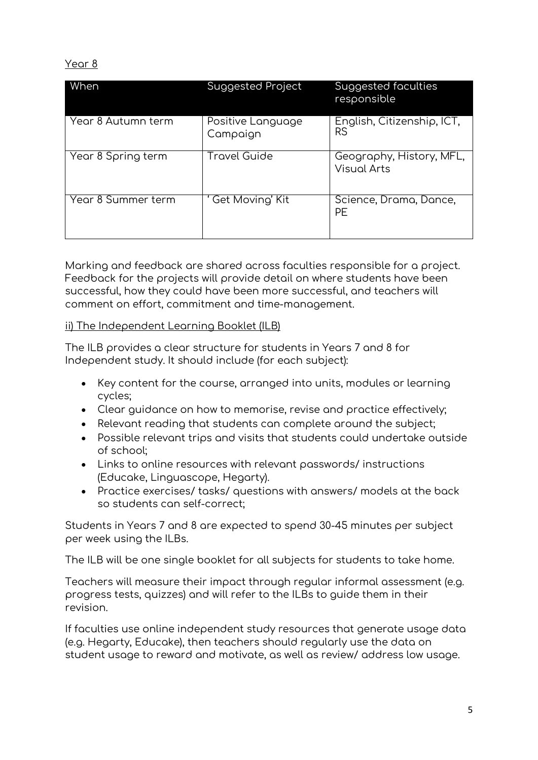Year 8

| When | Suggested Project | Suggested faculties responsible |
| --- | --- | --- |
| Year 8 Autumn term | Positive Language Campaign | English, Citizenship, ICT, RS |
| Year 8 Spring term | Travel Guide | Geography, History, MFL, Visual Arts |
| Year 8 Summer term | ' Get Moving' Kit | Science, Drama, Dance, PE |

Marking and feedback are shared across faculties responsible for a project. Feedback for the projects will provide detail on where students have been successful, how they could have been more successful, and teachers will comment on effort, commitment and time-management.

ii) The Independent Learning Booklet (ILB)

The ILB provides a clear structure for students in Years 7 and 8 for Independent study. It should include (for each subject):

- Key content for the course, arranged into units, modules or learning cycles;
- Clear guidance on how to memorise, revise and practice effectively;
- Relevant reading that students can complete around the subject;
- Possible relevant trips and visits that students could undertake outside of school;
- Links to online resources with relevant passwords/ instructions (Educake, Linguascope, Hegarty).
- Practice exercises/ tasks/ questions with answers/ models at the back so students can self-correct;

Students in Years 7 and 8 are expected to spend 30-45 minutes per subject per week using the ILBs.

The ILB will be one single booklet for all subjects for students to take home.

Teachers will measure their impact through regular informal assessment (e.g. progress tests, quizzes) and will refer to the ILBs to guide them in their revision.

If faculties use online independent study resources that generate usage data (e.g. Hegarty, Educake), then teachers should regularly use the data on student usage to reward and motivate, as well as review/ address low usage.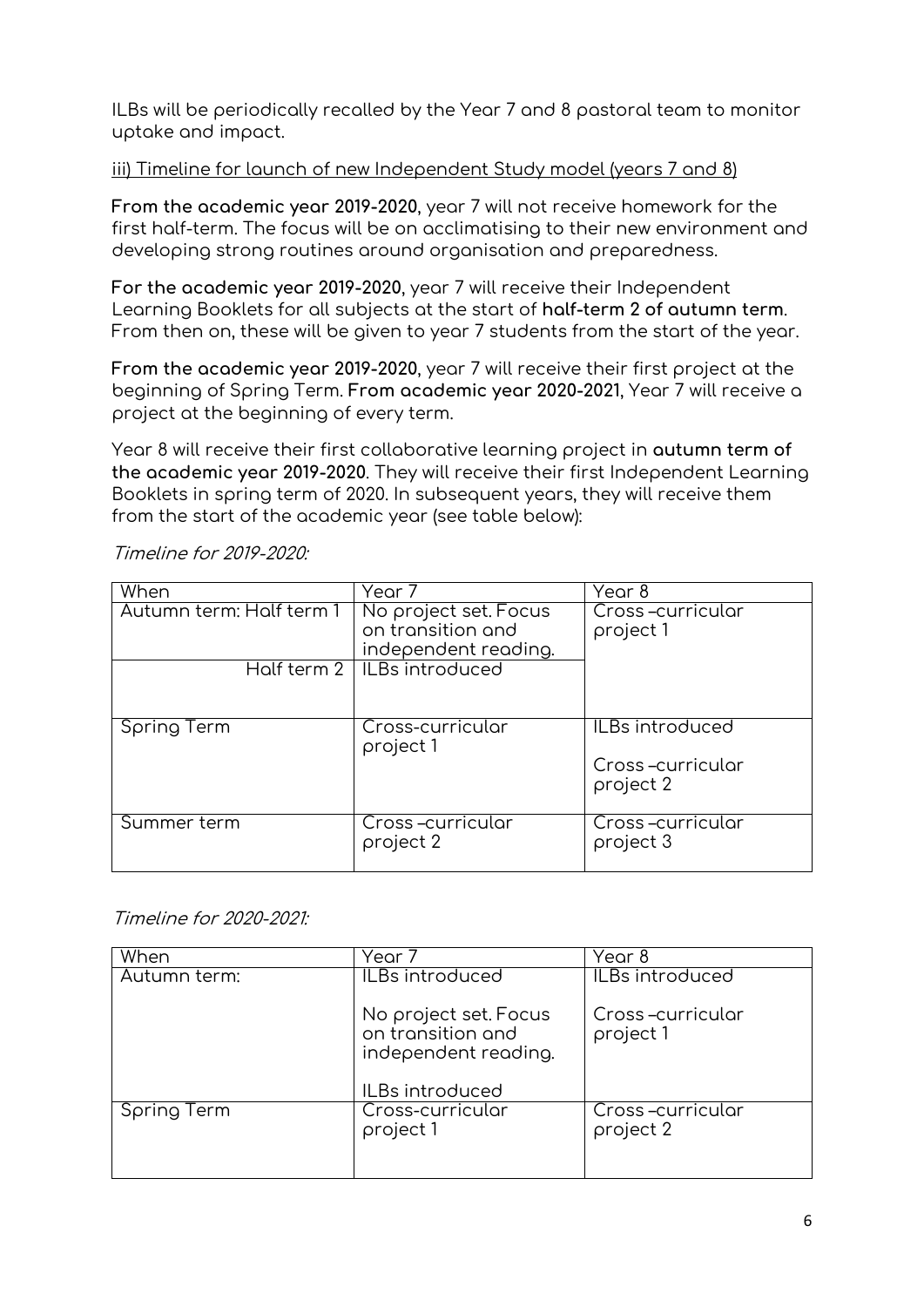ILBs will be periodically recalled by the Year 7 and 8 pastoral team to monitor uptake and impact.

iii) Timeline for launch of new Independent Study model (years 7 and 8)

**From the academic year 2019-2020**, year 7 will not receive homework for the first half-term. The focus will be on acclimatising to their new environment and developing strong routines around organisation and preparedness.

**For the academic year 2019-2020**, year 7 will receive their Independent Learning Booklets for all subjects at the start of **half-term 2 of autumn term**. From then on, these will be given to year 7 students from the start of the year.

**From the academic year 2019-2020**, year 7 will receive their first project at the beginning of Spring Term. **From academic year 2020-2021**, Year 7 will receive a project at the beginning of every term.

Year 8 will receive their first collaborative learning project in **autumn term of the academic year 2019-2020**. They will receive their first Independent Learning Booklets in spring term of 2020. In subsequent years, they will receive them from the start of the academic year (see table below):

*Timeline for 2019-2020:*

| When | Year 7 | Year 8 |
|---|---|---|
| Autumn term: Half term 1 | No project set. Focus on transition and independent reading. | Cross –curricular project 1 |
| Half term 2 | ILBs introduced | |
| Spring Term | Cross-curricular project 1 | ILBs introduced<br><br>Cross –curricular project 2 |
| Summer term | Cross –curricular project 2 | Cross –curricular project 3 |

*Timeline for 2020-2021:*

| When | Year 7 | Year 8 |
|---|---|---|
| Autumn term: | ILBs introduced<br><br>No project set. Focus on transition and independent reading.<br><br>ILBs introduced | ILBs introduced<br><br>Cross –curricular project 1 |
| Spring Term | Cross-curricular project 1 | Cross –curricular project 2 |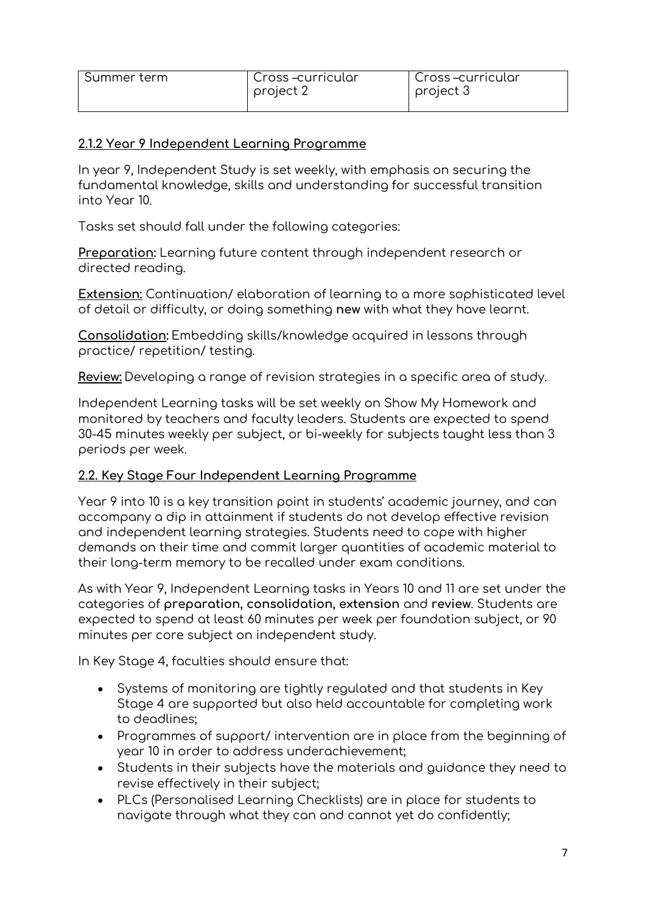| Summer term | Cross –curricular project 2 | Cross –curricular project 3 |
|---|---|---|

### 2.1.2 Year 9 Independent Learning Programme

In year 9, Independent Study is set weekly, with emphasis on securing the fundamental knowledge, skills and understanding for successful transition into Year 10.

Tasks set should fall under the following categories:

**Preparation:** Learning future content through independent research or directed reading.

**Extension:** Continuation/ elaboration of learning to a more sophisticated level of detail or difficulty, or doing something **new** with what they have learnt.

**Consolidation:** Embedding skills/knowledge acquired in lessons through practice/ repetition/ testing.

**Review:** Developing a range of revision strategies in a specific area of study.

Independent Learning tasks will be set weekly on Show My Homework and monitored by teachers and faculty leaders. Students are expected to spend 30-45 minutes weekly per subject, or bi-weekly for subjects taught less than 3 periods per week.

### 2.2. Key Stage Four Independent Learning Programme

Year 9 into 10 is a key transition point in students' academic journey, and can accompany a dip in attainment if students do not develop effective revision and independent learning strategies. Students need to cope with higher demands on their time and commit larger quantities of academic material to their long-term memory to be recalled under exam conditions.

As with Year 9, Independent Learning tasks in Years 10 and 11 are set under the categories of **preparation, consolidation, extension** and **review**. Students are expected to spend at least 60 minutes per week per foundation subject, or 90 minutes per core subject on independent study.

In Key Stage 4, faculties should ensure that:

- Systems of monitoring are tightly regulated and that students in Key Stage 4 are supported but also held accountable for completing work to deadlines;
- Programmes of support/ intervention are in place from the beginning of year 10 in order to address underachievement;
- Students in their subjects have the materials and guidance they need to revise effectively in their subject;
- PLCs (Personalised Learning Checklists) are in place for students to navigate through what they can and cannot yet do confidently;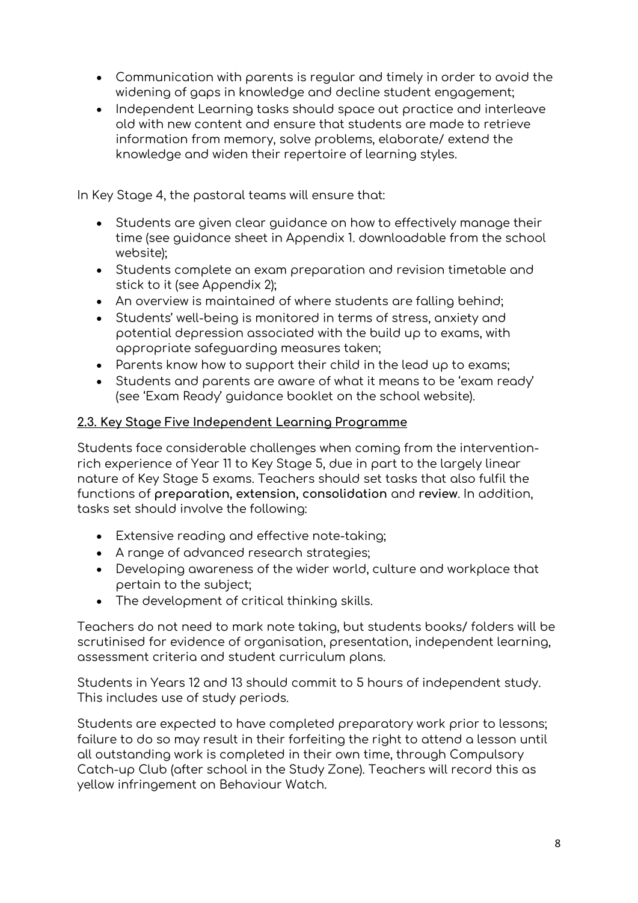- Communication with parents is regular and timely in order to avoid the widening of gaps in knowledge and decline student engagement;
- Independent Learning tasks should space out practice and interleave old with new content and ensure that students are made to retrieve information from memory, solve problems, elaborate/ extend the knowledge and widen their repertoire of learning styles.

In Key Stage 4, the pastoral teams will ensure that:

- Students are given clear guidance on how to effectively manage their time (see guidance sheet in Appendix 1. downloadable from the school website);
- Students complete an exam preparation and revision timetable and stick to it (see Appendix 2);
- An overview is maintained of where students are falling behind;
- Students' well-being is monitored in terms of stress, anxiety and potential depression associated with the build up to exams, with appropriate safeguarding measures taken;
- Parents know how to support their child in the lead up to exams;
- Students and parents are aware of what it means to be 'exam ready' (see 'Exam Ready' guidance booklet on the school website).

### 2.3. Key Stage Five Independent Learning Programme

Students face considerable challenges when coming from the intervention-rich experience of Year 11 to Key Stage 5, due in part to the largely linear nature of Key Stage 5 exams. Teachers should set tasks that also fulfil the functions of **preparation, extension, consolidation** and **review**. In addition, tasks set should involve the following:

- Extensive reading and effective note-taking;
- A range of advanced research strategies;
- Developing awareness of the wider world, culture and workplace that pertain to the subject;
- The development of critical thinking skills.

Teachers do not need to mark note taking, but students books/ folders will be scrutinised for evidence of organisation, presentation, independent learning, assessment criteria and student curriculum plans.

Students in Years 12 and 13 should commit to 5 hours of independent study. This includes use of study periods.

Students are expected to have completed preparatory work prior to lessons; failure to do so may result in their forfeiting the right to attend a lesson until all outstanding work is completed in their own time, through Compulsory Catch-up Club (after school in the Study Zone). Teachers will record this as yellow infringement on Behaviour Watch.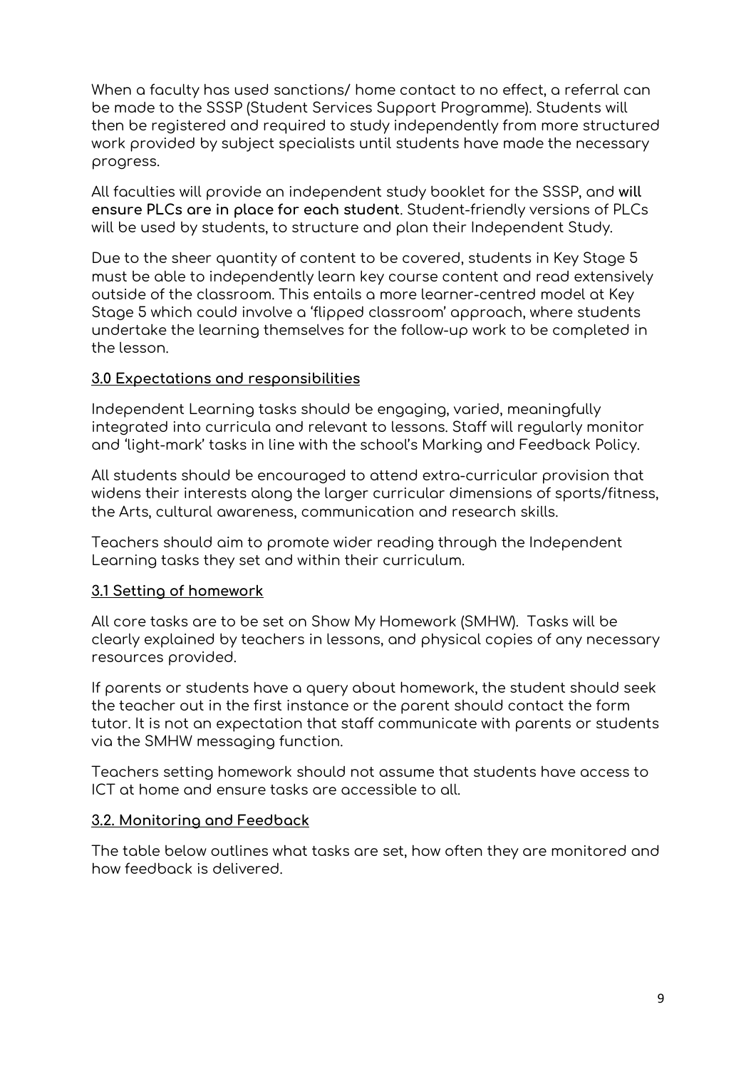When a faculty has used sanctions/ home contact to no effect, a referral can be made to the SSSP (Student Services Support Programme). Students will then be registered and required to study independently from more structured work provided by subject specialists until students have made the necessary progress.

All faculties will provide an independent study booklet for the SSSP, and **will ensure PLCs are in place for each student**. Student-friendly versions of PLCs will be used by students, to structure and plan their Independent Study.

Due to the sheer quantity of content to be covered, students in Key Stage 5 must be able to independently learn key course content and read extensively outside of the classroom. This entails a more learner-centred model at Key Stage 5 which could involve a 'flipped classroom' approach, where students undertake the learning themselves for the follow-up work to be completed in the lesson.

## 3.0 Expectations and responsibilities

Independent Learning tasks should be engaging, varied, meaningfully integrated into curricula and relevant to lessons. Staff will regularly monitor and 'light-mark' tasks in line with the school's Marking and Feedback Policy.

All students should be encouraged to attend extra-curricular provision that widens their interests along the larger curricular dimensions of sports/fitness, the Arts, cultural awareness, communication and research skills.

Teachers should aim to promote wider reading through the Independent Learning tasks they set and within their curriculum.

### 3.1 Setting of homework

All core tasks are to be set on Show My Homework (SMHW). Tasks will be clearly explained by teachers in lessons, and physical copies of any necessary resources provided.

If parents or students have a query about homework, the student should seek the teacher out in the first instance or the parent should contact the form tutor. It is not an expectation that staff communicate with parents or students via the SMHW messaging function.

Teachers setting homework should not assume that students have access to ICT at home and ensure tasks are accessible to all.

### 3.2. Monitoring and Feedback

The table below outlines what tasks are set, how often they are monitored and how feedback is delivered.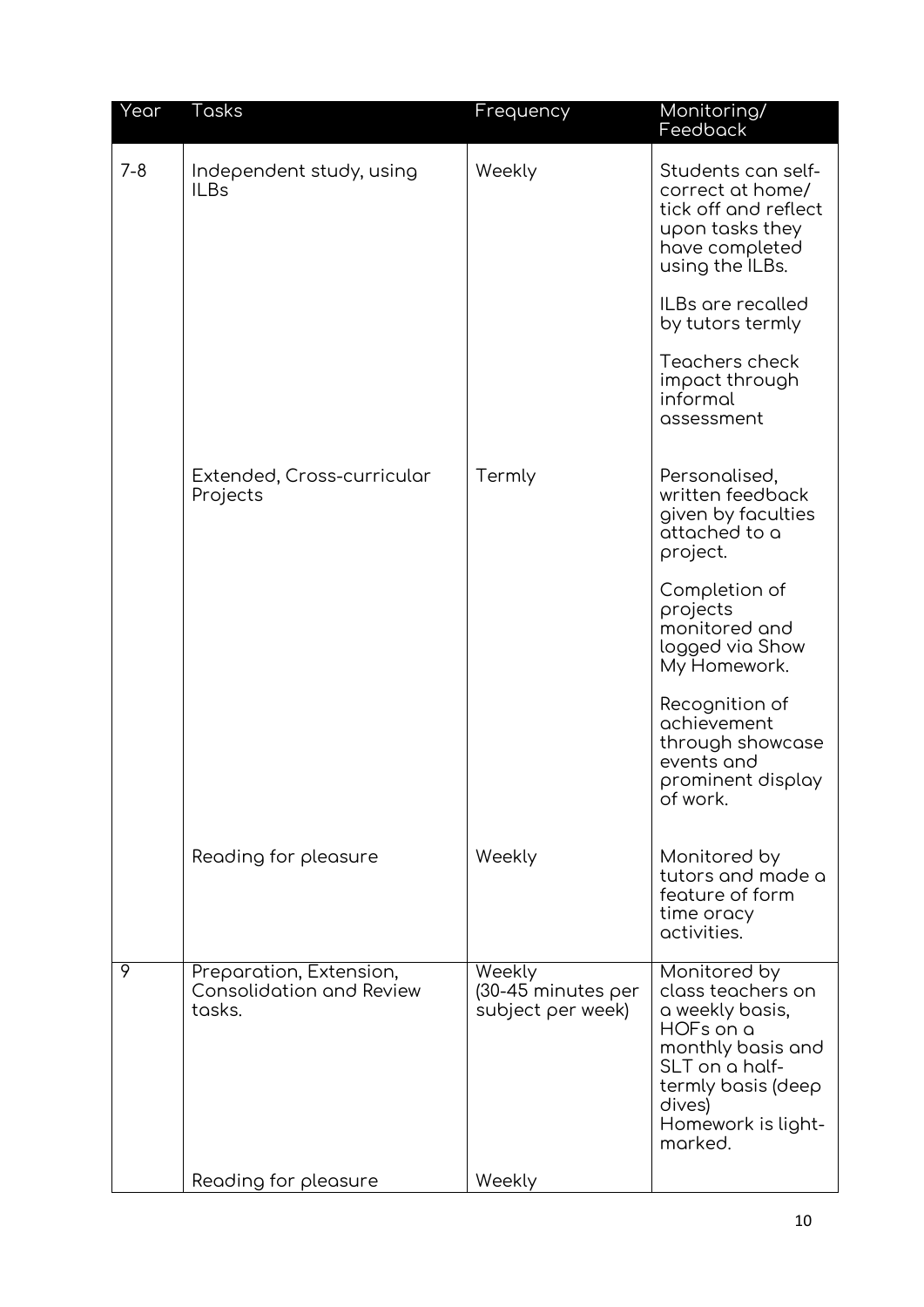| Year | Tasks | Frequency | Monitoring/ Feedback |
|---|---|---|---|
| 7-8 | Independent study, using ILBs | Weekly | Students can self-correct at home/ tick off and reflect upon tasks they have completed using the ILBs.<br><br>ILBs are recalled by tutors termly<br><br>Teachers check impact through informal assessment |
| | Extended, Cross-curricular Projects | Termly | Personalised, written feedback given by faculties attached to a project.<br><br>Completion of projects monitored and logged via Show My Homework.<br><br>Recognition of achievement through showcase events and prominent display of work. |
| | Reading for pleasure | Weekly | Monitored by tutors and made a feature of form time oracy activities. |
| 9 | Preparation, Extension, Consolidation and Review tasks. | Weekly (30-45 minutes per subject per week) | Monitored by class teachers on a weekly basis, HOFs on a monthly basis and SLT on a half-termly basis (deep dives)<br>Homework is light-marked. |
| | Reading for pleasure | Weekly | |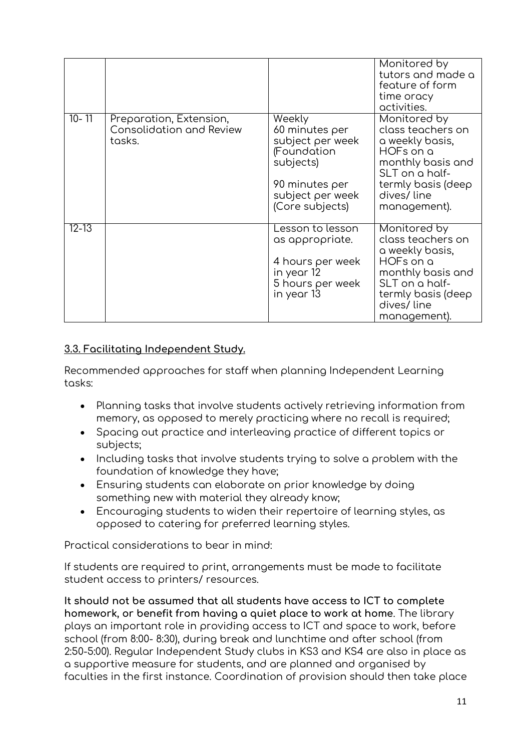| | | | |
|---|---|---|---|
| | | | Monitored by tutors and made a feature of form time oracy activities. |
| 10- 11 | Preparation, Extension, Consolidation and Review tasks. | Weekly<br>60 minutes per subject per week (Foundation subjects)<br><br>90 minutes per subject per week (Core subjects) | Monitored by class teachers on a weekly basis, HOFs on a monthly basis and SLT on a half-termly basis (deep dives/ line management). |
| 12-13 | | Lesson to lesson as appropriate.<br><br>4 hours per week in year 12<br>5 hours per week in year 13 | Monitored by class teachers on a weekly basis, HOFs on a monthly basis and SLT on a half-termly basis (deep dives/ line management). |

**3.3. Facilitating Independent Study.**

Recommended approaches for staff when planning Independent Learning tasks:

- Planning tasks that involve students actively retrieving information from memory, as opposed to merely practicing where no recall is required;
- Spacing out practice and interleaving practice of different topics or subjects;
- Including tasks that involve students trying to solve a problem with the foundation of knowledge they have;
- Ensuring students can elaborate on prior knowledge by doing something new with material they already know;
- Encouraging students to widen their repertoire of learning styles, as opposed to catering for preferred learning styles.

Practical considerations to bear in mind:

If students are required to print, arrangements must be made to facilitate student access to printers/ resources.

**It should not be assumed that all students have access to ICT to complete homework, or benefit from having a quiet place to work at home**. The library plays an important role in providing access to ICT and space to work, before school (from 8:00- 8:30), during break and lunchtime and after school (from 2:50-5:00). Regular Independent Study clubs in KS3 and KS4 are also in place as a supportive measure for students, and are planned and organised by faculties in the first instance. Coordination of provision should then take place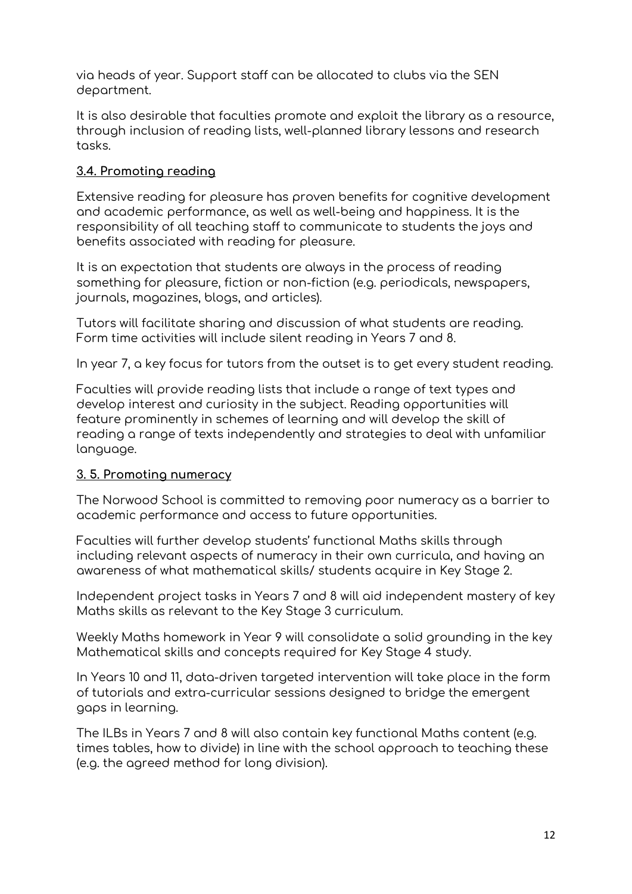via heads of year. Support staff can be allocated to clubs via the SEN department.

It is also desirable that faculties promote and exploit the library as a resource, through inclusion of reading lists, well-planned library lessons and research tasks.

### 3.4. Promoting reading

Extensive reading for pleasure has proven benefits for cognitive development and academic performance, as well as well-being and happiness. It is the responsibility of all teaching staff to communicate to students the joys and benefits associated with reading for pleasure.

It is an expectation that students are always in the process of reading something for pleasure, fiction or non-fiction (e.g. periodicals, newspapers, journals, magazines, blogs, and articles).

Tutors will facilitate sharing and discussion of what students are reading. Form time activities will include silent reading in Years 7 and 8.

In year 7, a key focus for tutors from the outset is to get every student reading.

Faculties will provide reading lists that include a range of text types and develop interest and curiosity in the subject. Reading opportunities will feature prominently in schemes of learning and will develop the skill of reading a range of texts independently and strategies to deal with unfamiliar language.

### 3. 5. Promoting numeracy

The Norwood School is committed to removing poor numeracy as a barrier to academic performance and access to future opportunities.

Faculties will further develop students' functional Maths skills through including relevant aspects of numeracy in their own curricula, and having an awareness of what mathematical skills/ students acquire in Key Stage 2.

Independent project tasks in Years 7 and 8 will aid independent mastery of key Maths skills as relevant to the Key Stage 3 curriculum.

Weekly Maths homework in Year 9 will consolidate a solid grounding in the key Mathematical skills and concepts required for Key Stage 4 study.

In Years 10 and 11, data-driven targeted intervention will take place in the form of tutorials and extra-curricular sessions designed to bridge the emergent gaps in learning.

The ILBs in Years 7 and 8 will also contain key functional Maths content (e.g. times tables, how to divide) in line with the school approach to teaching these (e.g. the agreed method for long division).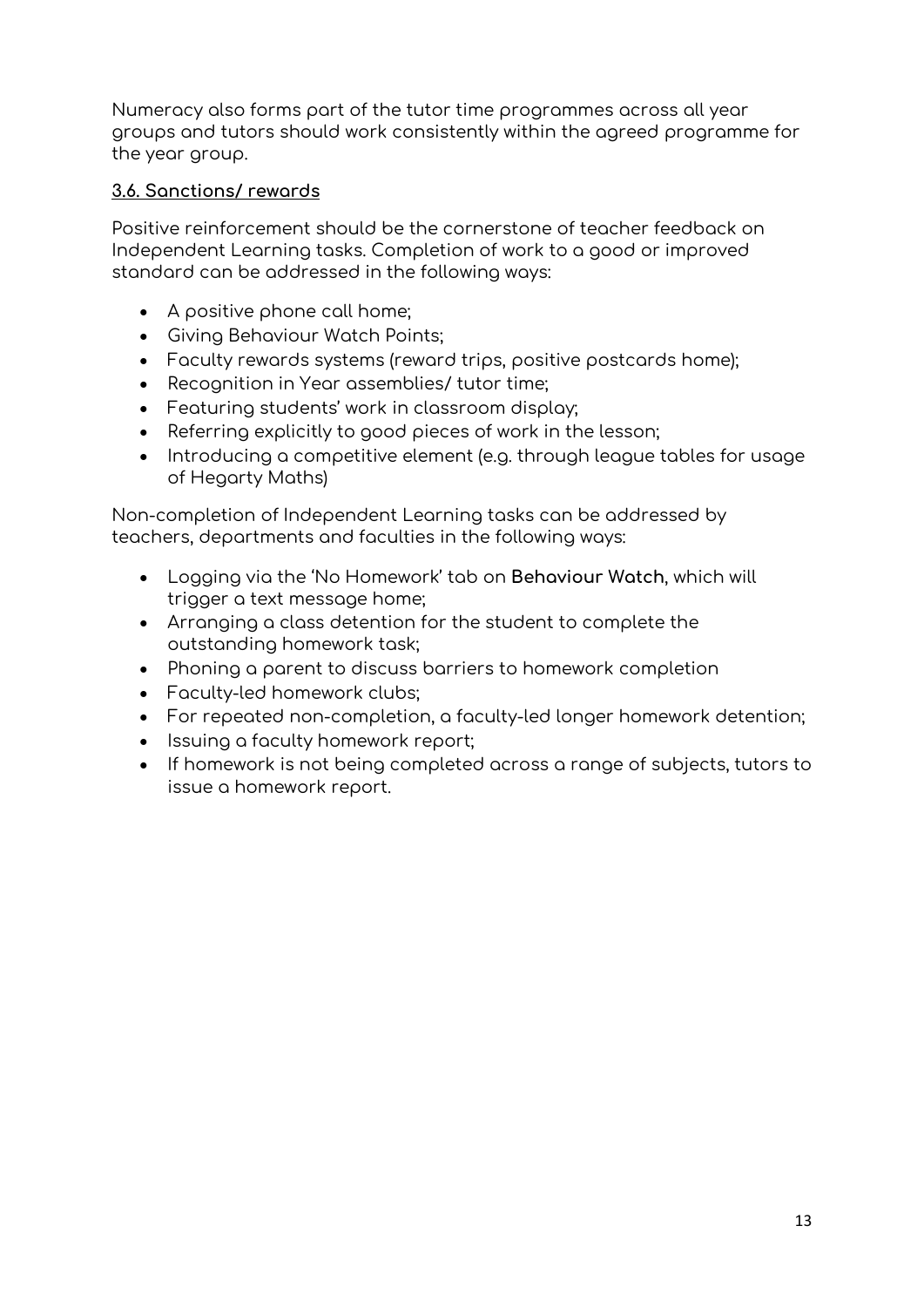Numeracy also forms part of the tutor time programmes across all year groups and tutors should work consistently within the agreed programme for the year group.

### 3.6. Sanctions/ rewards

Positive reinforcement should be the cornerstone of teacher feedback on Independent Learning tasks. Completion of work to a good or improved standard can be addressed in the following ways:

- A positive phone call home;
- Giving Behaviour Watch Points;
- Faculty rewards systems (reward trips, positive postcards home);
- Recognition in Year assemblies/ tutor time;
- Featuring students' work in classroom display;
- Referring explicitly to good pieces of work in the lesson;
- Introducing a competitive element (e.g. through league tables for usage of Hegarty Maths)

Non-completion of Independent Learning tasks can be addressed by teachers, departments and faculties in the following ways:

- Logging via the 'No Homework' tab on **Behaviour Watch**, which will trigger a text message home;
- Arranging a class detention for the student to complete the outstanding homework task;
- Phoning a parent to discuss barriers to homework completion
- Faculty-led homework clubs;
- For repeated non-completion, a faculty-led longer homework detention;
- Issuing a faculty homework report;
- If homework is not being completed across a range of subjects, tutors to issue a homework report.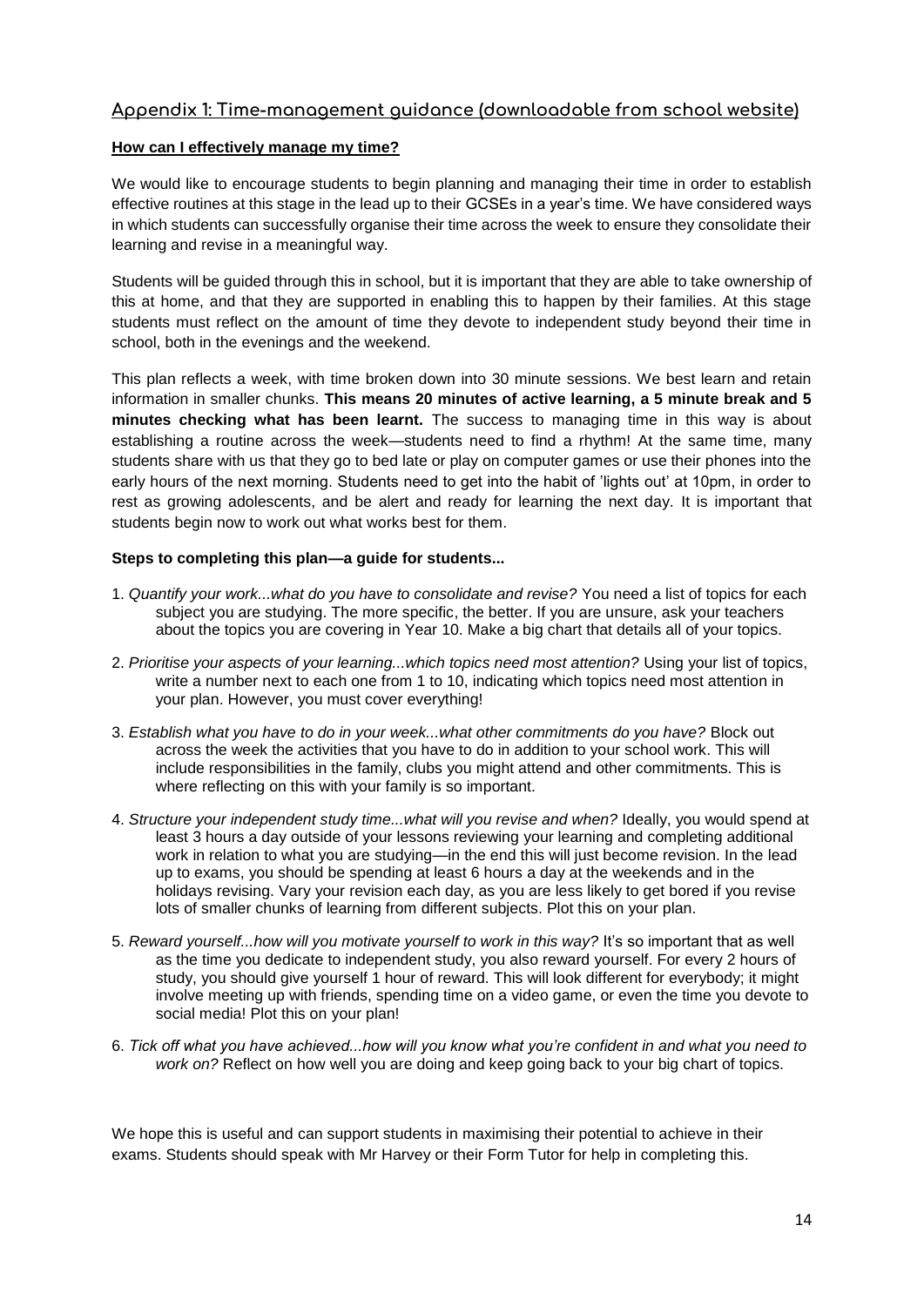## Appendix 1: Time-management guidance (downloadable from school website)

**How can I effectively manage my time?**

We would like to encourage students to begin planning and managing their time in order to establish effective routines at this stage in the lead up to their GCSEs in a year's time. We have considered ways in which students can successfully organise their time across the week to ensure they consolidate their learning and revise in a meaningful way.

Students will be guided through this in school, but it is important that they are able to take ownership of this at home, and that they are supported in enabling this to happen by their families. At this stage students must reflect on the amount of time they devote to independent study beyond their time in school, both in the evenings and the weekend.

This plan reflects a week, with time broken down into 30 minute sessions. We best learn and retain information in smaller chunks. **This means 20 minutes of active learning, a 5 minute break and 5 minutes checking what has been learnt.** The success to managing time in this way is about establishing a routine across the week—students need to find a rhythm! At the same time, many students share with us that they go to bed late or play on computer games or use their phones into the early hours of the next morning. Students need to get into the habit of 'lights out' at 10pm, in order to rest as growing adolescents, and be alert and ready for learning the next day. It is important that students begin now to work out what works best for them.

**Steps to completing this plan—a guide for students...**

1. *Quantify your work...what do you have to consolidate and revise?* You need a list of topics for each subject you are studying. The more specific, the better. If you are unsure, ask your teachers about the topics you are covering in Year 10. Make a big chart that details all of your topics.

2. *Prioritise your aspects of your learning...which topics need most attention?* Using your list of topics, write a number next to each one from 1 to 10, indicating which topics need most attention in your plan. However, you must cover everything!

3. *Establish what you have to do in your week...what other commitments do you have?* Block out across the week the activities that you have to do in addition to your school work. This will include responsibilities in the family, clubs you might attend and other commitments. This is where reflecting on this with your family is so important.

4. *Structure your independent study time...what will you revise and when?* Ideally, you would spend at least 3 hours a day outside of your lessons reviewing your learning and completing additional work in relation to what you are studying—in the end this will just become revision. In the lead up to exams, you should be spending at least 6 hours a day at the weekends and in the holidays revising. Vary your revision each day, as you are less likely to get bored if you revise lots of smaller chunks of learning from different subjects. Plot this on your plan.

5. *Reward yourself...how will you motivate yourself to work in this way?* It's so important that as well as the time you dedicate to independent study, you also reward yourself. For every 2 hours of study, you should give yourself 1 hour of reward. This will look different for everybody; it might involve meeting up with friends, spending time on a video game, or even the time you devote to social media! Plot this on your plan!

6. *Tick off what you have achieved...how will you know what you're confident in and what you need to work on?* Reflect on how well you are doing and keep going back to your big chart of topics.

We hope this is useful and can support students in maximising their potential to achieve in their exams. Students should speak with Mr Harvey or their Form Tutor for help in completing this.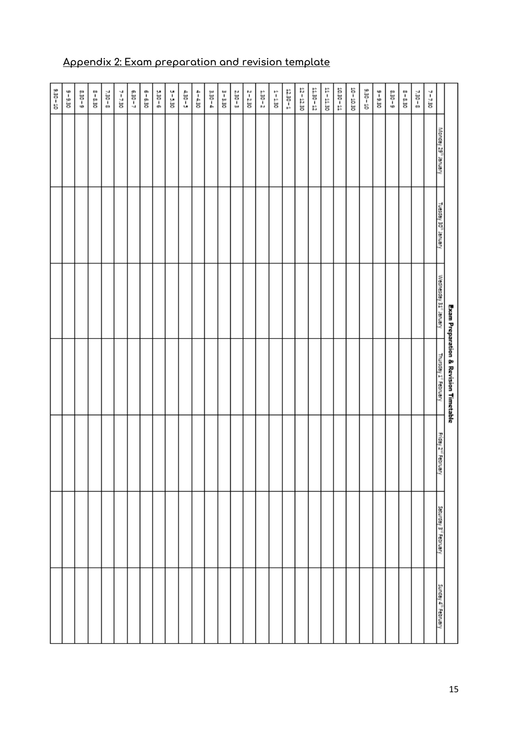## Appendix 2: Exam preparation and revision template

**Exam Preparation & Revision Timetable**

| | Monday 29th January | Tuesday 30th January | Wednesday 31 January | Thursday 1st February | Friday 2nd February | Saturday 3rd February | Sunday 4th February |
|---|---|---|---|---|---|---|---|
| 7 – 7.30 | | | | | | | |
| 7.30 – 8 | | | | | | | |
| 8 – 8.30 | | | | | | | |
| 8.30 – 9 | | | | | | | |
| 9 – 9.30 | | | | | | | |
| 9.30 – 10 | | | | | | | |
| 10 – 10.30 | | | | | | | |
| 10.30 – 11 | | | | | | | |
| 11 – 11.30 | | | | | | | |
| 11.30 – 12 | | | | | | | |
| 12 – 12.30 | | | | | | | |
| 12.30 – 1 | | | | | | | |
| 1 – 1.30 | | | | | | | |
| 1.30 – 2 | | | | | | | |
| 2 – 2.30 | | | | | | | |
| 2.30 – 3 | | | | | | | |
| 3 – 3.30 | | | | | | | |
| 3.30 – 4 | | | | | | | |
| 4 – 4.30 | | | | | | | |
| 4.30 – 5 | | | | | | | |
| 5 – 5.30 | | | | | | | |
| 5.30 – 6 | | | | | | | |
| 6 – 6.30 | | | | | | | |
| 6.30 – 7 | | | | | | | |
| 7 – 7.30 | | | | | | | |
| 7.30 – 8 | | | | | | | |
| 8 – 8.30 | | | | | | | |
| 8.30 – 9 | | | | | | | |
| 9 – 9.30 | | | | | | | |
| 9.30 – 10 | | | | | | | |